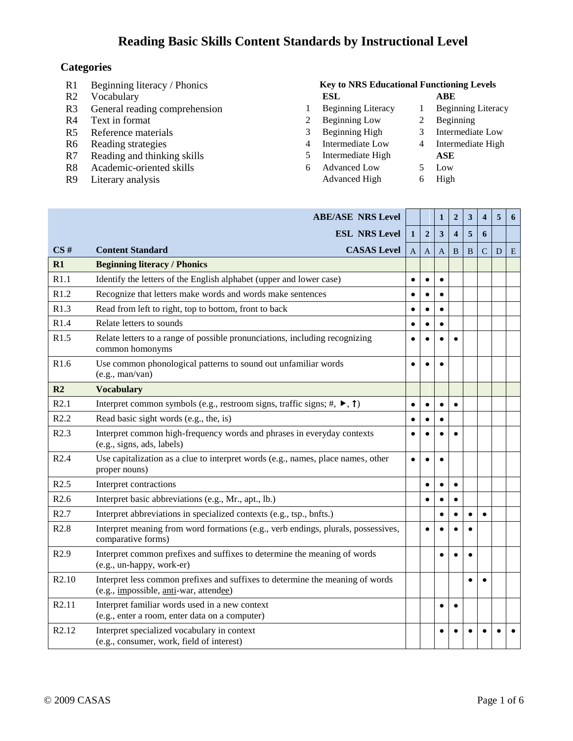# Reading Basic Skills Content Standards by Instructional Level

## Categories

R1 Beginning literacy / Phonics
R2 Vocabulary
R3 General reading comprehension
R4 Text in format
R5 Reference materials
R6 Reading strategies
R7 Reading and thinking skills
R8 Academic-oriented skills
R9 Literary analysis

**Key to NRS Educational Functioning Levels**

| | ESL | | ABE |
|---|---|---|---|
| 1 | Beginning Literacy | 1 | Beginning Literacy |
| 2 | Beginning Low | 2 | Beginning |
| 3 | Beginning High | 3 | Intermediate Low |
| 4 | Intermediate Low | 4 | Intermediate High |
| 5 | Intermediate High | | **ASE** |
| 6 | Advanced Low | 5 | Low |
| | Advanced High | 6 | High |

| | **ABE/ASE NRS Level** | | | 1 | 2 | 3 | 4 | 5 | 6 |
|---|---|---|---|---|---|---|---|---|---|
| | **ESL NRS Level** | 1 | 2 | 3 | 4 | 5 | 6 | | |
| **CS #** | **Content Standard** — **CASAS Level** | A | A | A | B | B | C | D | E |
| **R1** | **Beginning literacy / Phonics** | | | | | | | | |
| R1.1 | Identify the letters of the English alphabet (upper and lower case) | • | • | • | | | | | |
| R1.2 | Recognize that letters make words and words make sentences | • | • | • | | | | | |
| R1.3 | Read from left to right, top to bottom, front to back | • | • | • | | | | | |
| R1.4 | Relate letters to sounds | • | • | • | | | | | |
| R1.5 | Relate letters to a range of possible pronunciations, including recognizing common homonyms | • | • | • | • | | | | |
| R1.6 | Use common phonological patterns to sound out unfamiliar words (e.g., man/van) | • | • | • | | | | | |
| **R2** | **Vocabulary** | | | | | | | | |
| R2.1 | Interpret common symbols (e.g., restroom signs, traffic signs; #, ►, ↑) | • | • | • | • | | | | |
| R2.2 | Read basic sight words (e.g., the, is) | • | • | • | | | | | |
| R2.3 | Interpret common high-frequency words and phrases in everyday contexts (e.g., signs, ads, labels) | • | • | • | • | | | | |
| R2.4 | Use capitalization as a clue to interpret words (e.g., names, place names, other proper nouns) | • | • | • | | | | | |
| R2.5 | Interpret contractions | | • | • | • | | | | |
| R2.6 | Interpret basic abbreviations (e.g., Mr., apt., lb.) | | • | • | • | | | | |
| R2.7 | Interpret abbreviations in specialized contexts (e.g., tsp., bnfts.) | | | • | • | • | • | | |
| R2.8 | Interpret meaning from word formations (e.g., verb endings, plurals, possessives, comparative forms) | | • | • | • | • | | | |
| R2.9 | Interpret common prefixes and suffixes to determine the meaning of words (e.g., un-happy, work-er) | | | • | • | • | | | |
| R2.10 | Interpret less common prefixes and suffixes to determine the meaning of words (e.g., <u>im</u>possible, <u>anti</u>-war, attend<u>ee</u>) | | | | | • | • | | |
| R2.11 | Interpret familiar words used in a new context (e.g., enter a room, enter data on a computer) | | | • | • | | | | |
| R2.12 | Interpret specialized vocabulary in context (e.g., consumer, work, field of interest) | | | • | • | • | • | • | • |

© 2009 CASAS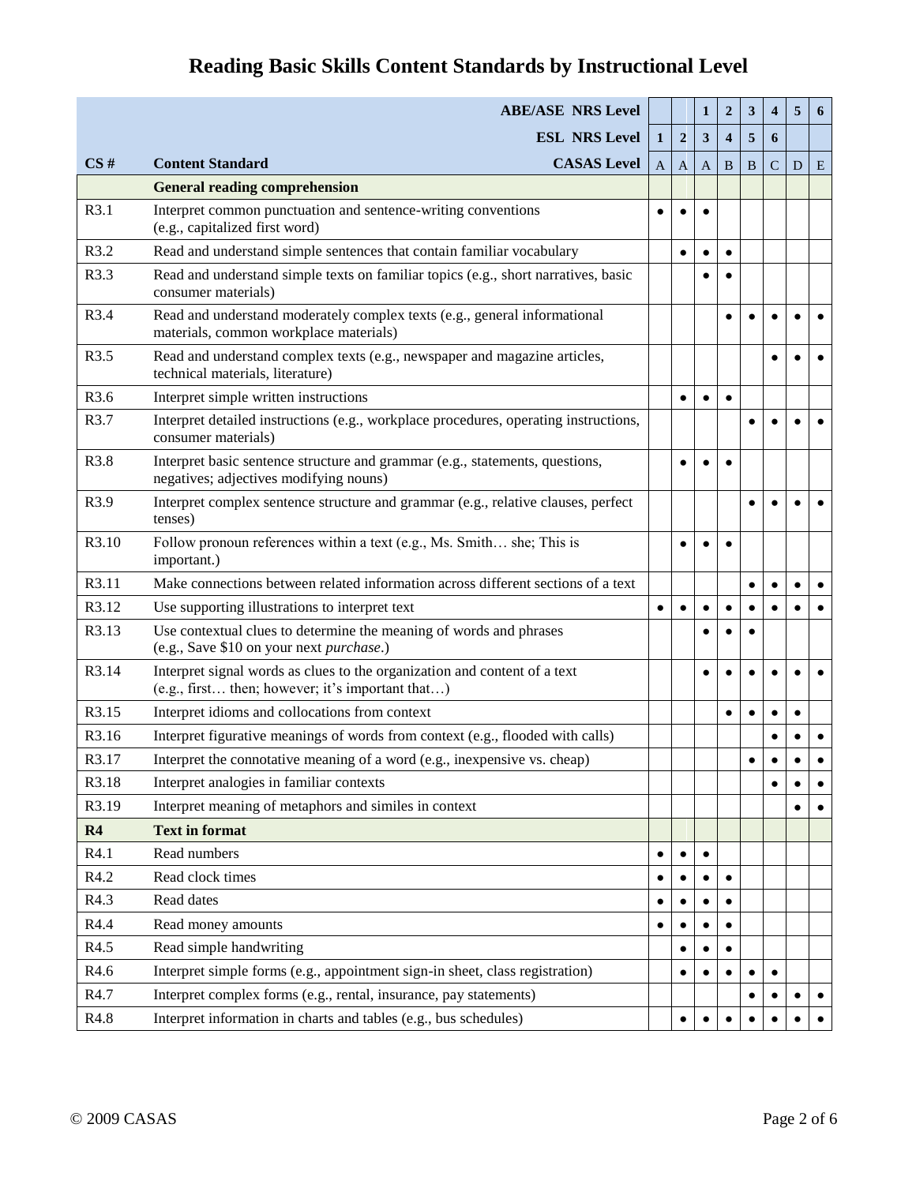# Reading Basic Skills Content Standards by Instructional Level

| | | ABE/ASE NRS Level | | | 1 | 2 | 3 | 4 | 5 | 6 |
|---|---|---|---|---|---|---|---|---|---|---|
| | | **ESL NRS Level** | **1** | **2** | **3** | **4** | **5** | **6** | | |
| **CS #** | **Content Standard** | **CASAS Level** | A | A | A | B | B | C | D | E |
| | **General reading comprehension** | | | | | | | | | |
| R3.1 | Interpret common punctuation and sentence-writing conventions (e.g., capitalized first word) | | • | • | • | | | | | |
| R3.2 | Read and understand simple sentences that contain familiar vocabulary | | | • | • | • | | | | |
| R3.3 | Read and understand simple texts on familiar topics (e.g., short narratives, basic consumer materials) | | | | • | • | | | | |
| R3.4 | Read and understand moderately complex texts (e.g., general informational materials, common workplace materials) | | | | | • | • | • | • | • |
| R3.5 | Read and understand complex texts (e.g., newspaper and magazine articles, technical materials, literature) | | | | | | | • | • | • |
| R3.6 | Interpret simple written instructions | | | • | • | • | | | | |
| R3.7 | Interpret detailed instructions (e.g., workplace procedures, operating instructions, consumer materials) | | | | | | • | • | • | • |
| R3.8 | Interpret basic sentence structure and grammar (e.g., statements, questions, negatives; adjectives modifying nouns) | | | • | • | • | | | | |
| R3.9 | Interpret complex sentence structure and grammar (e.g., relative clauses, perfect tenses) | | | | | | • | • | • | • |
| R3.10 | Follow pronoun references within a text (e.g., Ms. Smith… she; This is important.) | | | • | • | • | | | | |
| R3.11 | Make connections between related information across different sections of a text | | | | | | • | • | • | • |
| R3.12 | Use supporting illustrations to interpret text | | • | • | • | • | • | • | • | • |
| R3.13 | Use contextual clues to determine the meaning of words and phrases (e.g., Save $10 on your next *purchase*.) | | | | • | • | • | | | |
| R3.14 | Interpret signal words as clues to the organization and content of a text (e.g., first… then; however; it's important that…) | | | | • | • | • | • | • | • |
| R3.15 | Interpret idioms and collocations from context | | | | | • | • | • | • | |
| R3.16 | Interpret figurative meanings of words from context (e.g., flooded with calls) | | | | | | | • | • | • |
| R3.17 | Interpret the connotative meaning of a word (e.g., inexpensive vs. cheap) | | | | | | • | • | • | • |
| R3.18 | Interpret analogies in familiar contexts | | | | | | | • | • | • |
| R3.19 | Interpret meaning of metaphors and similes in context | | | | | | | | • | • |
| **R4** | **Text in format** | | | | | | | | | |
| R4.1 | Read numbers | | • | • | • | | | | | |
| R4.2 | Read clock times | | • | • | • | • | | | | |
| R4.3 | Read dates | | • | • | • | • | | | | |
| R4.4 | Read money amounts | | • | • | • | • | | | | |
| R4.5 | Read simple handwriting | | | • | • | • | | | | |
| R4.6 | Interpret simple forms (e.g., appointment sign-in sheet, class registration) | | | • | • | • | • | • | | |
| R4.7 | Interpret complex forms (e.g., rental, insurance, pay statements) | | | | | | • | • | • | • |
| R4.8 | Interpret information in charts and tables (e.g., bus schedules) | | | • | • | • | • | • | • | • |

© 2009 CASAS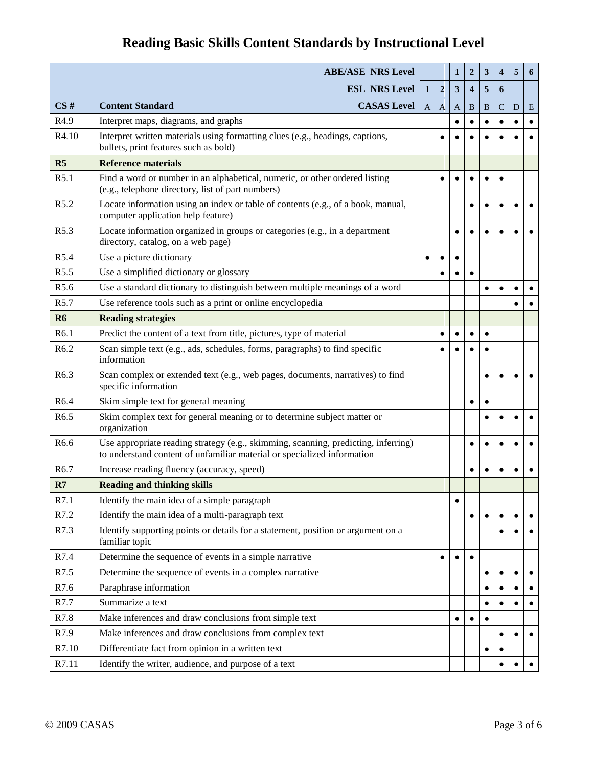# Reading Basic Skills Content Standards by Instructional Level

| | ABE/ASE NRS Level | | | 1 | 2 | 3 | 4 | 5 | 6 |
|---|---|---|---|---|---|---|---|---|---|
| | ESL NRS Level | 1 | 2 | 3 | 4 | 5 | 6 | | |
| **CS #** | **Content Standard** / **CASAS Level** | A | A | A | B | B | C | D | E |
| R4.9 | Interpret maps, diagrams, and graphs | | | • | • | • | • | • | • |
| R4.10 | Interpret written materials using formatting clues (e.g., headings, captions, bullets, print features such as bold) | | • | • | • | • | • | • | • |
| **R5** | **Reference materials** | | | | | | | | |
| R5.1 | Find a word or number in an alphabetical, numeric, or other ordered listing (e.g., telephone directory, list of part numbers) | | • | • | • | • | • | | |
| R5.2 | Locate information using an index or table of contents (e.g., of a book, manual, computer application help feature) | | | | • | • | • | • | • |
| R5.3 | Locate information organized in groups or categories (e.g., in a department directory, catalog, on a web page) | | | • | • | • | • | • | • |
| R5.4 | Use a picture dictionary | • | • | • | | | | | |
| R5.5 | Use a simplified dictionary or glossary | | • | • | • | | | | |
| R5.6 | Use a standard dictionary to distinguish between multiple meanings of a word | | | | | • | • | • | • |
| R5.7 | Use reference tools such as a print or online encyclopedia | | | | | | | • | • |
| **R6** | **Reading strategies** | | | | | | | | |
| R6.1 | Predict the content of a text from title, pictures, type of material | | • | • | • | • | | | |
| R6.2 | Scan simple text (e.g., ads, schedules, forms, paragraphs) to find specific information | | • | • | • | • | | | |
| R6.3 | Scan complex or extended text (e.g., web pages, documents, narratives) to find specific information | | | | | • | • | • | • |
| R6.4 | Skim simple text for general meaning | | | | • | • | | | |
| R6.5 | Skim complex text for general meaning or to determine subject matter or organization | | | | | • | • | • | • |
| R6.6 | Use appropriate reading strategy (e.g., skimming, scanning, predicting, inferring) to understand content of unfamiliar material or specialized information | | | | • | • | • | • | • |
| R6.7 | Increase reading fluency (accuracy, speed) | | | | • | • | • | • | • |
| **R7** | **Reading and thinking skills** | | | | | | | | |
| R7.1 | Identify the main idea of a simple paragraph | | | • | | | | | |
| R7.2 | Identify the main idea of a multi-paragraph text | | | | • | • | • | • | • |
| R7.3 | Identify supporting points or details for a statement, position or argument on a familiar topic | | | | | | • | • | • |
| R7.4 | Determine the sequence of events in a simple narrative | | • | • | • | | | | |
| R7.5 | Determine the sequence of events in a complex narrative | | | | | • | • | • | • |
| R7.6 | Paraphrase information | | | | | • | • | • | • |
| R7.7 | Summarize a text | | | | | • | • | • | • |
| R7.8 | Make inferences and draw conclusions from simple text | | | • | • | • | | | |
| R7.9 | Make inferences and draw conclusions from complex text | | | | | | • | • | • |
| R7.10 | Differentiate fact from opinion in a written text | | | | | • | • | | |
| R7.11 | Identify the writer, audience, and purpose of a text | | | | | | • | • | • |

© 2009 CASAS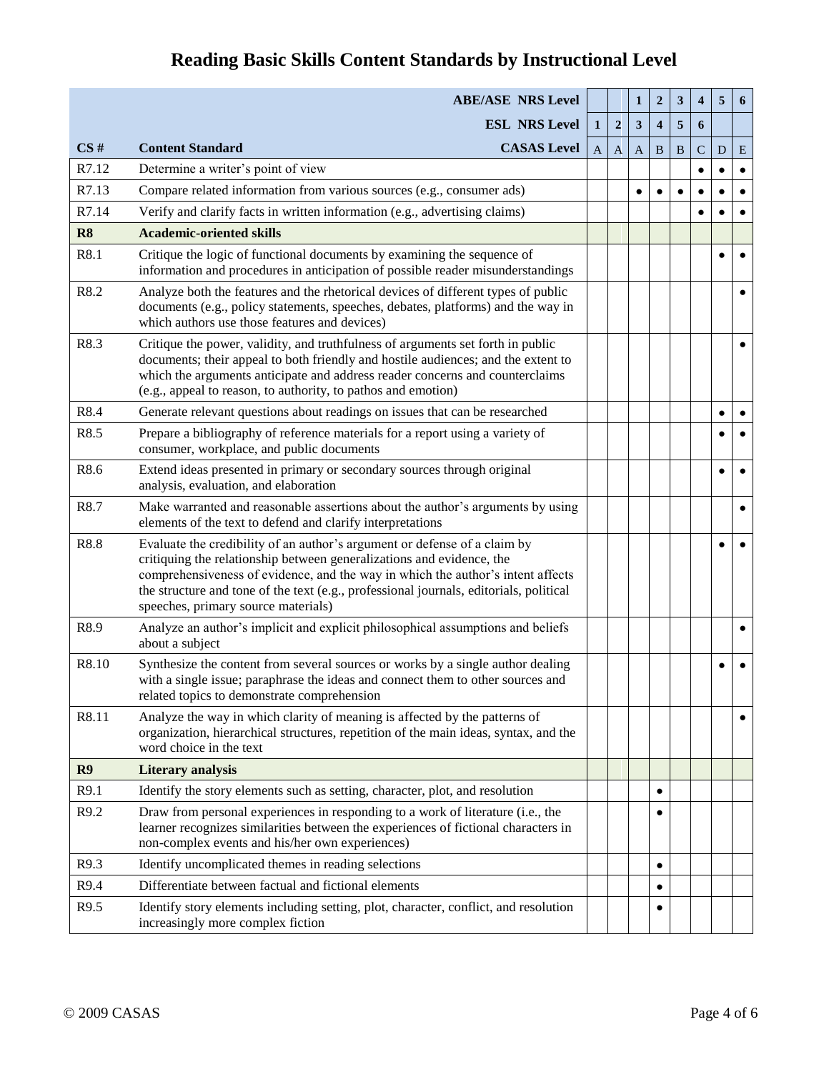# Reading Basic Skills Content Standards by Instructional Level

| | ABE/ASE NRS Level | | | 1 | 2 | 3 | 4 | 5 | 6 |
|---|---|---|---|---|---|---|---|---|---|
| | **ESL NRS Level** | **1** | **2** | **3** | **4** | **5** | **6** | | |
| **CS #** | **Content Standard** — **CASAS Level** | A | A | A | B | B | C | D | E |
| R7.12 | Determine a writer's point of view | | | | | | • | • | • |
| R7.13 | Compare related information from various sources (e.g., consumer ads) | | | • | • | • | • | • | • |
| R7.14 | Verify and clarify facts in written information (e.g., advertising claims) | | | | | | • | • | • |
| **R8** | **Academic-oriented skills** | | | | | | | | |
| R8.1 | Critique the logic of functional documents by examining the sequence of information and procedures in anticipation of possible reader misunderstandings | | | | | | | • | • |
| R8.2 | Analyze both the features and the rhetorical devices of different types of public documents (e.g., policy statements, speeches, debates, platforms) and the way in which authors use those features and devices) | | | | | | | | • |
| R8.3 | Critique the power, validity, and truthfulness of arguments set forth in public documents; their appeal to both friendly and hostile audiences; and the extent to which the arguments anticipate and address reader concerns and counterclaims (e.g., appeal to reason, to authority, to pathos and emotion) | | | | | | | | • |
| R8.4 | Generate relevant questions about readings on issues that can be researched | | | | | | | • | • |
| R8.5 | Prepare a bibliography of reference materials for a report using a variety of consumer, workplace, and public documents | | | | | | | • | • |
| R8.6 | Extend ideas presented in primary or secondary sources through original analysis, evaluation, and elaboration | | | | | | | • | • |
| R8.7 | Make warranted and reasonable assertions about the author's arguments by using elements of the text to defend and clarify interpretations | | | | | | | | • |
| R8.8 | Evaluate the credibility of an author's argument or defense of a claim by critiquing the relationship between generalizations and evidence, the comprehensiveness of evidence, and the way in which the author's intent affects the structure and tone of the text (e.g., professional journals, editorials, political speeches, primary source materials) | | | | | | | • | • |
| R8.9 | Analyze an author's implicit and explicit philosophical assumptions and beliefs about a subject | | | | | | | | • |
| R8.10 | Synthesize the content from several sources or works by a single author dealing with a single issue; paraphrase the ideas and connect them to other sources and related topics to demonstrate comprehension | | | | | | | • | • |
| R8.11 | Analyze the way in which clarity of meaning is affected by the patterns of organization, hierarchical structures, repetition of the main ideas, syntax, and the word choice in the text | | | | | | | | • |
| **R9** | **Literary analysis** | | | | | | | | |
| R9.1 | Identify the story elements such as setting, character, plot, and resolution | | | | • | | | | |
| R9.2 | Draw from personal experiences in responding to a work of literature (i.e., the learner recognizes similarities between the experiences of fictional characters in non-complex events and his/her own experiences) | | | | • | | | | |
| R9.3 | Identify uncomplicated themes in reading selections | | | | • | | | | |
| R9.4 | Differentiate between factual and fictional elements | | | | • | | | | |
| R9.5 | Identify story elements including setting, plot, character, conflict, and resolution increasingly more complex fiction | | | | • | | | | |

© 2009 CASAS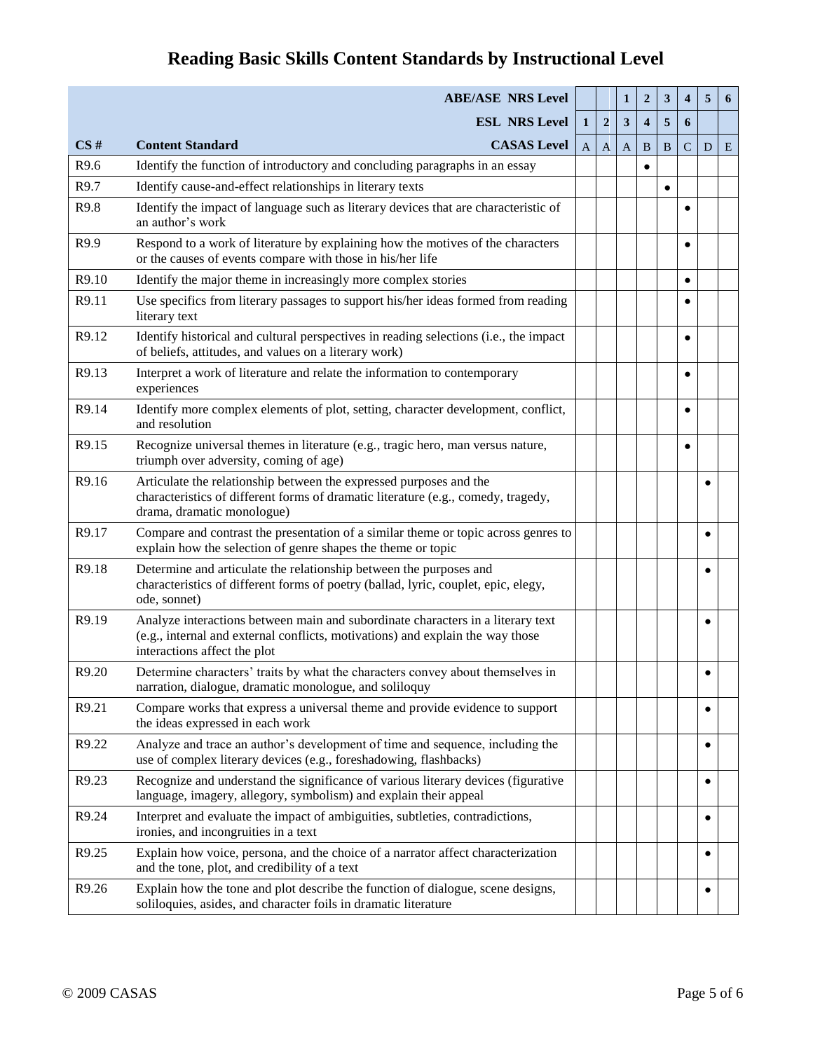# Reading Basic Skills Content Standards by Instructional Level

| | ABE/ASE NRS Level | | | 1 | 2 | 3 | 4 | 5 | 6 |
|---|---|---|---|---|---|---|---|---|---|
| | **ESL NRS Level** | **1** | **2** | **3** | **4** | **5** | **6** | | |
| **CS #** | **Content Standard** / **CASAS Level** | A | A | A | B | B | C | D | E |
| R9.6 | Identify the function of introductory and concluding paragraphs in an essay | | | | • | | | | |
| R9.7 | Identify cause-and-effect relationships in literary texts | | | | | • | | | |
| R9.8 | Identify the impact of language such as literary devices that are characteristic of an author's work | | | | | | • | | |
| R9.9 | Respond to a work of literature by explaining how the motives of the characters or the causes of events compare with those in his/her life | | | | | | • | | |
| R9.10 | Identify the major theme in increasingly more complex stories | | | | | | • | | |
| R9.11 | Use specifics from literary passages to support his/her ideas formed from reading literary text | | | | | | • | | |
| R9.12 | Identify historical and cultural perspectives in reading selections (i.e., the impact of beliefs, attitudes, and values on a literary work) | | | | | | • | | |
| R9.13 | Interpret a work of literature and relate the information to contemporary experiences | | | | | | • | | |
| R9.14 | Identify more complex elements of plot, setting, character development, conflict, and resolution | | | | | | • | | |
| R9.15 | Recognize universal themes in literature (e.g., tragic hero, man versus nature, triumph over adversity, coming of age) | | | | | | • | | |
| R9.16 | Articulate the relationship between the expressed purposes and the characteristics of different forms of dramatic literature (e.g., comedy, tragedy, drama, dramatic monologue) | | | | | | | • | |
| R9.17 | Compare and contrast the presentation of a similar theme or topic across genres to explain how the selection of genre shapes the theme or topic | | | | | | | • | |
| R9.18 | Determine and articulate the relationship between the purposes and characteristics of different forms of poetry (ballad, lyric, couplet, epic, elegy, ode, sonnet) | | | | | | | • | |
| R9.19 | Analyze interactions between main and subordinate characters in a literary text (e.g., internal and external conflicts, motivations) and explain the way those interactions affect the plot | | | | | | | • | |
| R9.20 | Determine characters' traits by what the characters convey about themselves in narration, dialogue, dramatic monologue, and soliloquy | | | | | | | • | |
| R9.21 | Compare works that express a universal theme and provide evidence to support the ideas expressed in each work | | | | | | | • | |
| R9.22 | Analyze and trace an author's development of time and sequence, including the use of complex literary devices (e.g., foreshadowing, flashbacks) | | | | | | | • | |
| R9.23 | Recognize and understand the significance of various literary devices (figurative language, imagery, allegory, symbolism) and explain their appeal | | | | | | | • | |
| R9.24 | Interpret and evaluate the impact of ambiguities, subtleties, contradictions, ironies, and incongruities in a text | | | | | | | • | |
| R9.25 | Explain how voice, persona, and the choice of a narrator affect characterization and the tone, plot, and credibility of a text | | | | | | | • | |
| R9.26 | Explain how the tone and plot describe the function of dialogue, scene designs, soliloquies, asides, and character foils in dramatic literature | | | | | | | • | |

© 2009 CASAS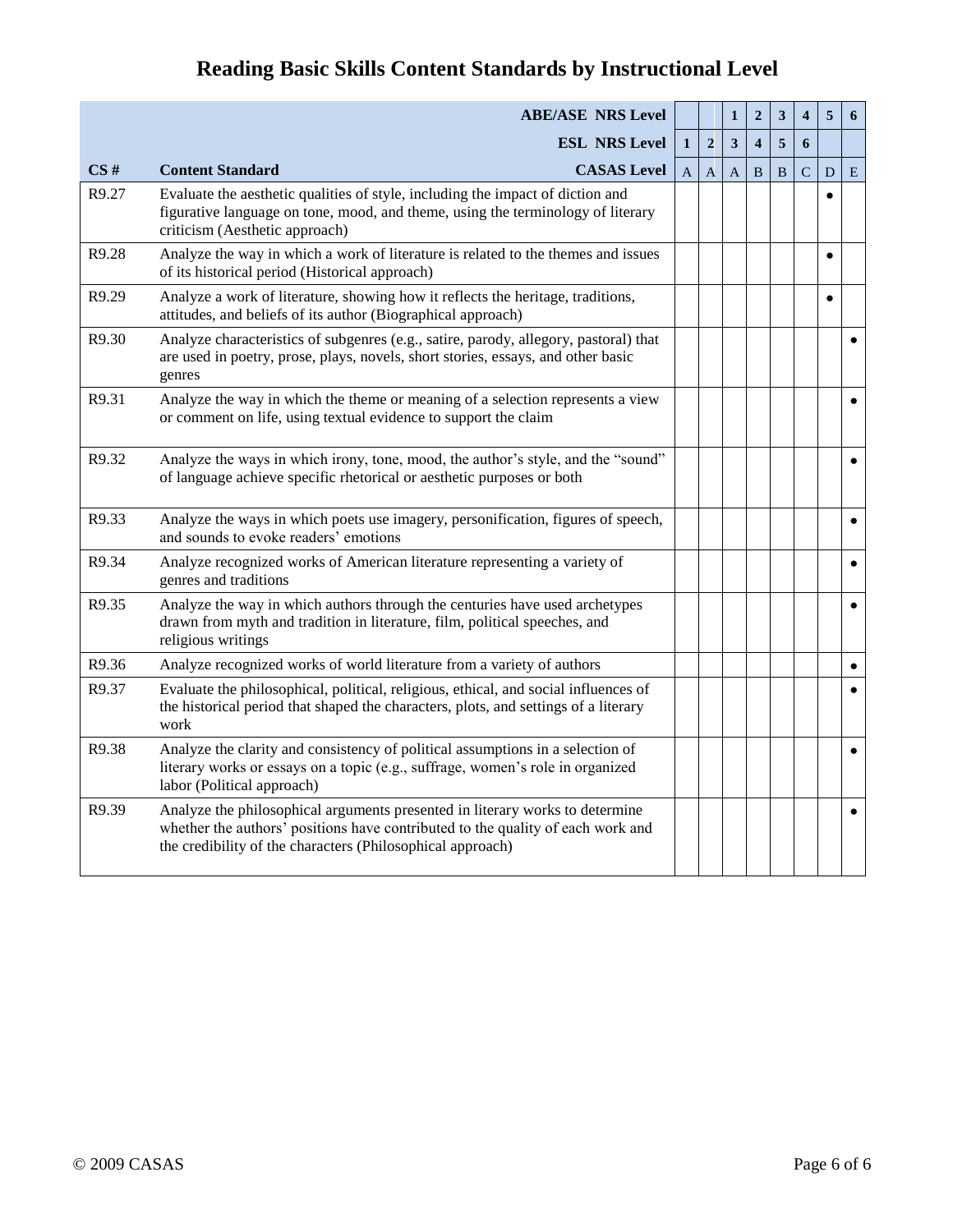# Reading Basic Skills Content Standards by Instructional Level

| | ABE/ASE NRS Level | | | 1 | 2 | 3 | 4 | 5 | 6 |
|---|---|---|---|---|---|---|---|---|---|
| | ESL NRS Level | 1 | 2 | 3 | 4 | 5 | 6 | | |
| **CS #** | **Content Standard** / **CASAS Level** | A | A | A | B | B | C | D | E |
| R9.27 | Evaluate the aesthetic qualities of style, including the impact of diction and figurative language on tone, mood, and theme, using the terminology of literary criticism (Aesthetic approach) | | | | | | | • | |
| R9.28 | Analyze the way in which a work of literature is related to the themes and issues of its historical period (Historical approach) | | | | | | | • | |
| R9.29 | Analyze a work of literature, showing how it reflects the heritage, traditions, attitudes, and beliefs of its author (Biographical approach) | | | | | | | • | |
| R9.30 | Analyze characteristics of subgenres (e.g., satire, parody, allegory, pastoral) that are used in poetry, prose, plays, novels, short stories, essays, and other basic genres | | | | | | | | • |
| R9.31 | Analyze the way in which the theme or meaning of a selection represents a view or comment on life, using textual evidence to support the claim | | | | | | | | • |
| R9.32 | Analyze the ways in which irony, tone, mood, the author's style, and the "sound" of language achieve specific rhetorical or aesthetic purposes or both | | | | | | | | • |
| R9.33 | Analyze the ways in which poets use imagery, personification, figures of speech, and sounds to evoke readers' emotions | | | | | | | | • |
| R9.34 | Analyze recognized works of American literature representing a variety of genres and traditions | | | | | | | | • |
| R9.35 | Analyze the way in which authors through the centuries have used archetypes drawn from myth and tradition in literature, film, political speeches, and religious writings | | | | | | | | • |
| R9.36 | Analyze recognized works of world literature from a variety of authors | | | | | | | | • |
| R9.37 | Evaluate the philosophical, political, religious, ethical, and social influences of the historical period that shaped the characters, plots, and settings of a literary work | | | | | | | | • |
| R9.38 | Analyze the clarity and consistency of political assumptions in a selection of literary works or essays on a topic (e.g., suffrage, women's role in organized labor (Political approach) | | | | | | | | • |
| R9.39 | Analyze the philosophical arguments presented in literary works to determine whether the authors' positions have contributed to the quality of each work and the credibility of the characters (Philosophical approach) | | | | | | | | • |

© 2009 CASAS